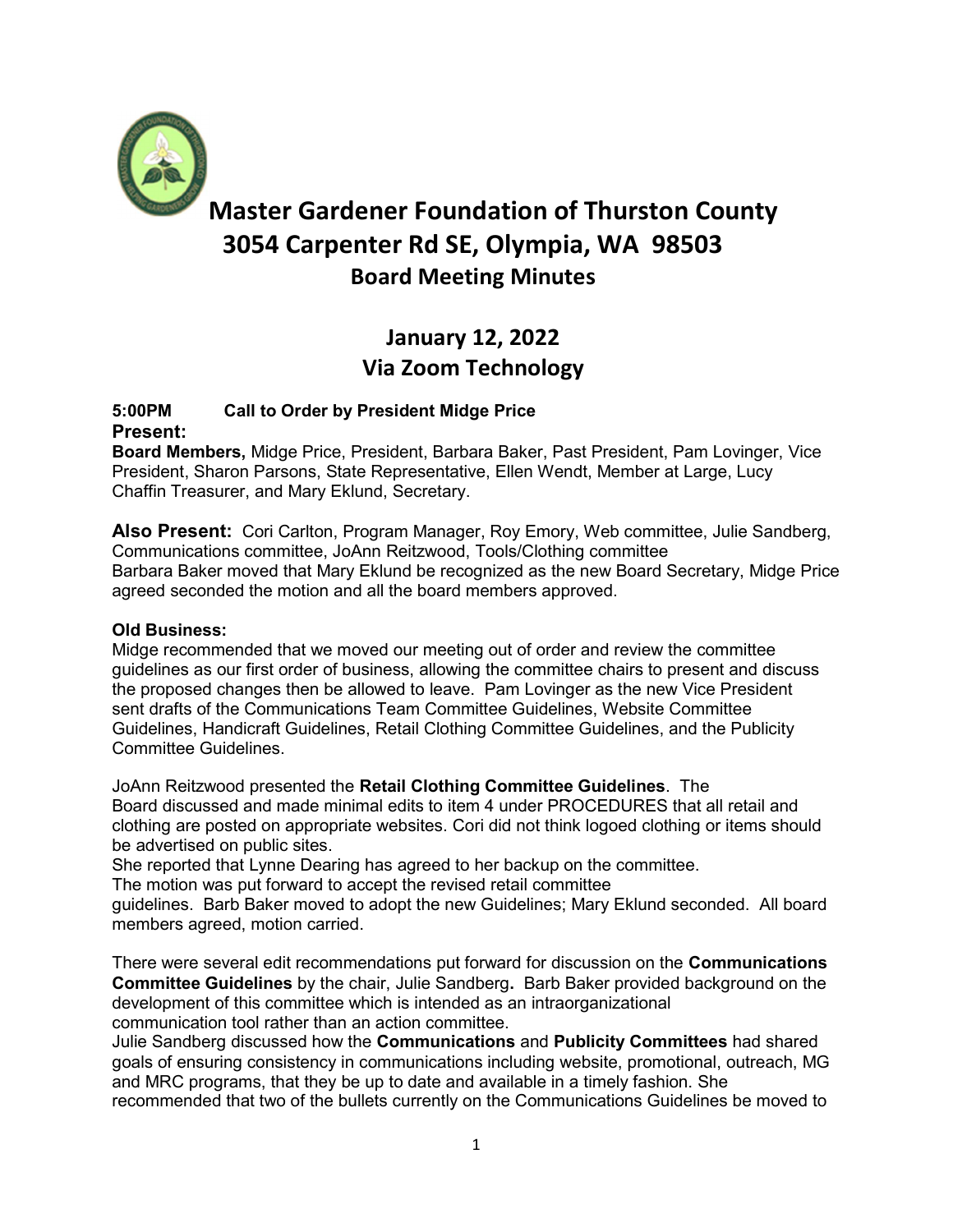# Master Gardener Foundation of Thurston County

## 3054 Carpenter Rd SE, Olympia, WA 98503

### Board Meeting Minutes

## January 12, 2022

## Via Zoom Technology

**5:00PM Call to Order by President Midge Price**

**Present:**

**Board Members,** Midge Price, President, Barbara Baker, Past President, Pam Lovinger, Vice President, Sharon Parsons, State Representative, Ellen Wendt, Member at Large, Lucy Chaffin Treasurer, and Mary Eklund, Secretary.

**Also Present:** Cori Carlton, Program Manager, Roy Emory, Web committee, Julie Sandberg, Communications committee, JoAnn Reitzwood, Tools/Clothing committee

Barbara Baker moved that Mary Eklund be recognized as the new Board Secretary, Midge Price agreed seconded the motion and all the board members approved.

**Old Business:**

Midge recommended that we moved our meeting out of order and review the committee guidelines as our first order of business, allowing the committee chairs to present and discuss the proposed changes then be allowed to leave. Pam Lovinger as the new Vice President sent drafts of the Communications Team Committee Guidelines, Website Committee Guidelines, Handicraft Guidelines, Retail Clothing Committee Guidelines, and the Publicity Committee Guidelines.

JoAnn Reitzwood presented the **Retail Clothing Committee Guidelines**. The Board discussed and made minimal edits to item 4 under PROCEDURES that all retail and clothing are posted on appropriate websites. Cori did not think logoed clothing or items should be advertised on public sites.

She reported that Lynne Dearing has agreed to her backup on the committee.

The motion was put forward to accept the revised retail committee guidelines. Barb Baker moved to adopt the new Guidelines; Mary Eklund seconded. All board members agreed, motion carried.

There were several edit recommendations put forward for discussion on the **Communications Committee Guidelines** by the chair, Julie Sandberg**.** Barb Baker provided background on the development of this committee which is intended as an intraorganizational communication tool rather than an action committee.

Julie Sandberg discussed how the **Communications** and **Publicity Committees** had shared goals of ensuring consistency in communications including website, promotional, outreach, MG and MRC programs, that they be up to date and available in a timely fashion. She recommended that two of the bullets currently on the Communications Guidelines be moved to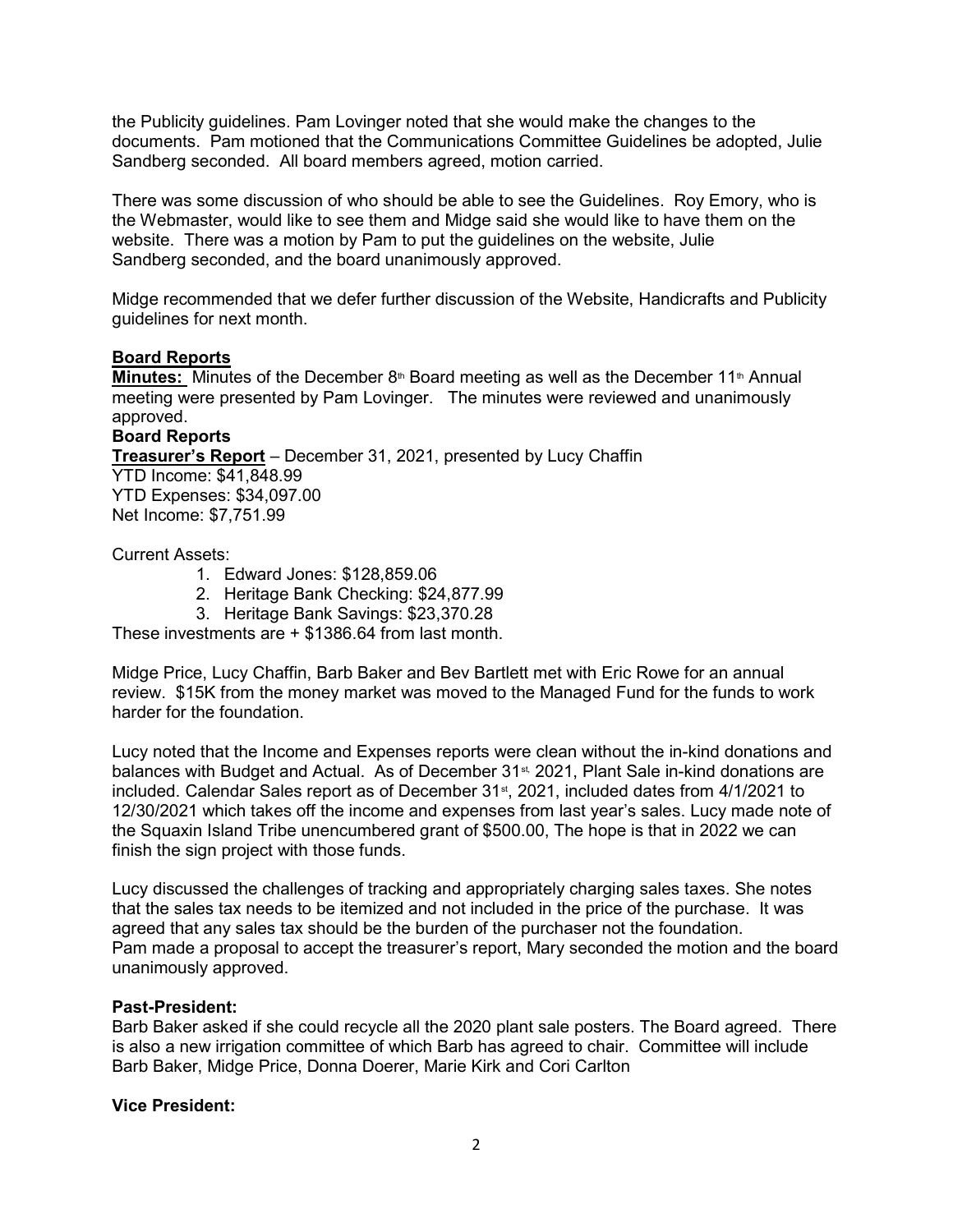the Publicity guidelines. Pam Lovinger noted that she would make the changes to the documents. Pam motioned that the Communications Committee Guidelines be adopted, Julie Sandberg seconded. All board members agreed, motion carried.

There was some discussion of who should be able to see the Guidelines. Roy Emory, who is the Webmaster, would like to see them and Midge said she would like to have them on the website. There was a motion by Pam to put the guidelines on the website, Julie Sandberg seconded, and the board unanimously approved.

Midge recommended that we defer further discussion of the Website, Handicrafts and Publicity guidelines for next month.

**Board Reports**

**Minutes:** Minutes of the December 8th Board meeting as well as the December 11th Annual meeting were presented by Pam Lovinger. The minutes were reviewed and unanimously approved.

**Board Reports**

**Treasurer's Report** – December 31, 2021, presented by Lucy Chaffin
YTD Income: $41,848.99
YTD Expenses: $34,097.00
Net Income: $7,751.99

Current Assets:

1. Edward Jones: $128,859.06
2. Heritage Bank Checking: $24,877.99
3. Heritage Bank Savings: $23,370.28

These investments are + $1386.64 from last month.

Midge Price, Lucy Chaffin, Barb Baker and Bev Bartlett met with Eric Rowe for an annual review. $15K from the money market was moved to the Managed Fund for the funds to work harder for the foundation.

Lucy noted that the Income and Expenses reports were clean without the in-kind donations and balances with Budget and Actual. As of December 31st, 2021, Plant Sale in-kind donations are included. Calendar Sales report as of December 31st, 2021, included dates from 4/1/2021 to 12/30/2021 which takes off the income and expenses from last year's sales. Lucy made note of the Squaxin Island Tribe unencumbered grant of $500.00, The hope is that in 2022 we can finish the sign project with those funds.

Lucy discussed the challenges of tracking and appropriately charging sales taxes. She notes that the sales tax needs to be itemized and not included in the price of the purchase. It was agreed that any sales tax should be the burden of the purchaser not the foundation. Pam made a proposal to accept the treasurer's report, Mary seconded the motion and the board unanimously approved.

**Past-President:**
Barb Baker asked if she could recycle all the 2020 plant sale posters. The Board agreed. There is also a new irrigation committee of which Barb has agreed to chair. Committee will include Barb Baker, Midge Price, Donna Doerer, Marie Kirk and Cori Carlton

**Vice President:**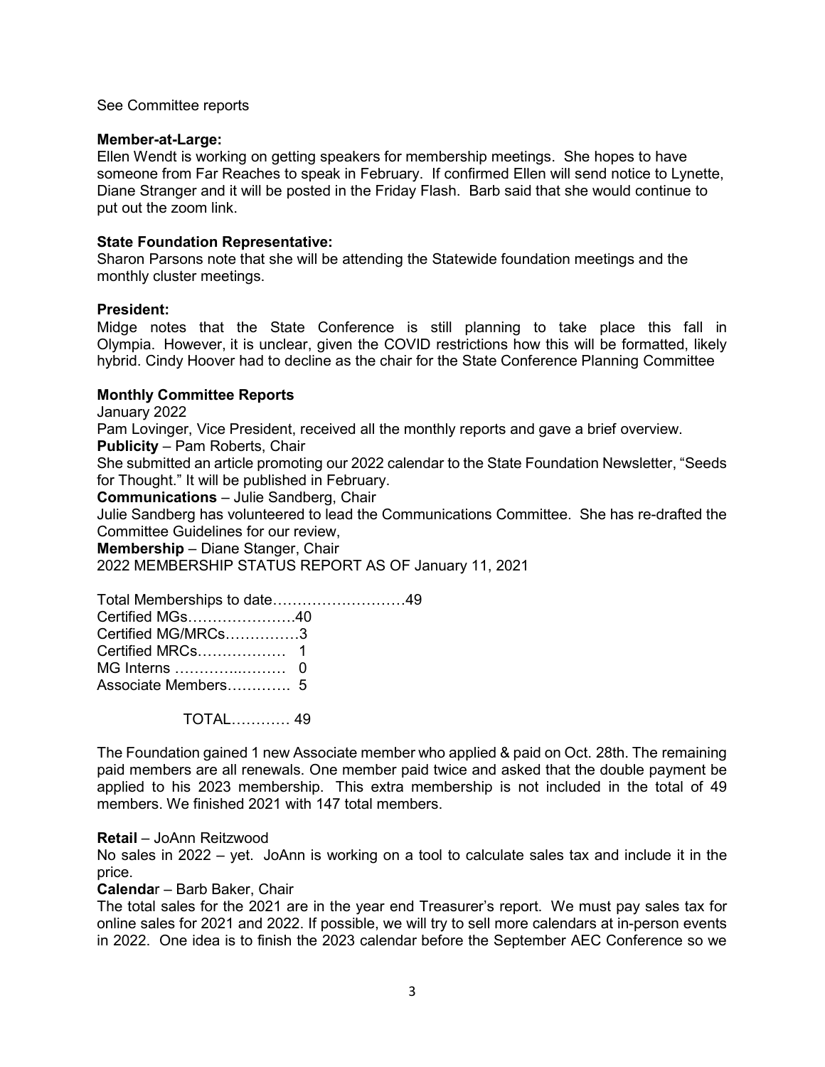See Committee reports

**Member-at-Large:**
Ellen Wendt is working on getting speakers for membership meetings. She hopes to have someone from Far Reaches to speak in February. If confirmed Ellen will send notice to Lynette, Diane Stranger and it will be posted in the Friday Flash. Barb said that she would continue to put out the zoom link.

**State Foundation Representative:**
Sharon Parsons note that she will be attending the Statewide foundation meetings and the monthly cluster meetings.

**President:**
Midge notes that the State Conference is still planning to take place this fall in Olympia. However, it is unclear, given the COVID restrictions how this will be formatted, likely hybrid. Cindy Hoover had to decline as the chair for the State Conference Planning Committee

**Monthly Committee Reports**
January 2022
Pam Lovinger, Vice President, received all the monthly reports and gave a brief overview.
**Publicity** – Pam Roberts, Chair
She submitted an article promoting our 2022 calendar to the State Foundation Newsletter, "Seeds for Thought." It will be published in February.
**Communications** – Julie Sandberg, Chair
Julie Sandberg has volunteered to lead the Communications Committee. She has re-drafted the Committee Guidelines for our review,
**Membership** – Diane Stanger, Chair
2022 MEMBERSHIP STATUS REPORT AS OF January 11, 2021

Total Memberships to date………………………49
Certified MGs………………….40
Certified MG/MRCs……………3
Certified MRCs……………… 1
MG Interns ………….……… 0
Associate Members…………. 5

TOTAL………… 49

The Foundation gained 1 new Associate member who applied & paid on Oct. 28th. The remaining paid members are all renewals. One member paid twice and asked that the double payment be applied to his 2023 membership. This extra membership is not included in the total of 49 members. We finished 2021 with 147 total members.

**Retail** – JoAnn Reitzwood
No sales in 2022 – yet. JoAnn is working on a tool to calculate sales tax and include it in the price.
**Calendar** – Barb Baker, Chair
The total sales for the 2021 are in the year end Treasurer's report. We must pay sales tax for online sales for 2021 and 2022. If possible, we will try to sell more calendars at in-person events in 2022. One idea is to finish the 2023 calendar before the September AEC Conference so we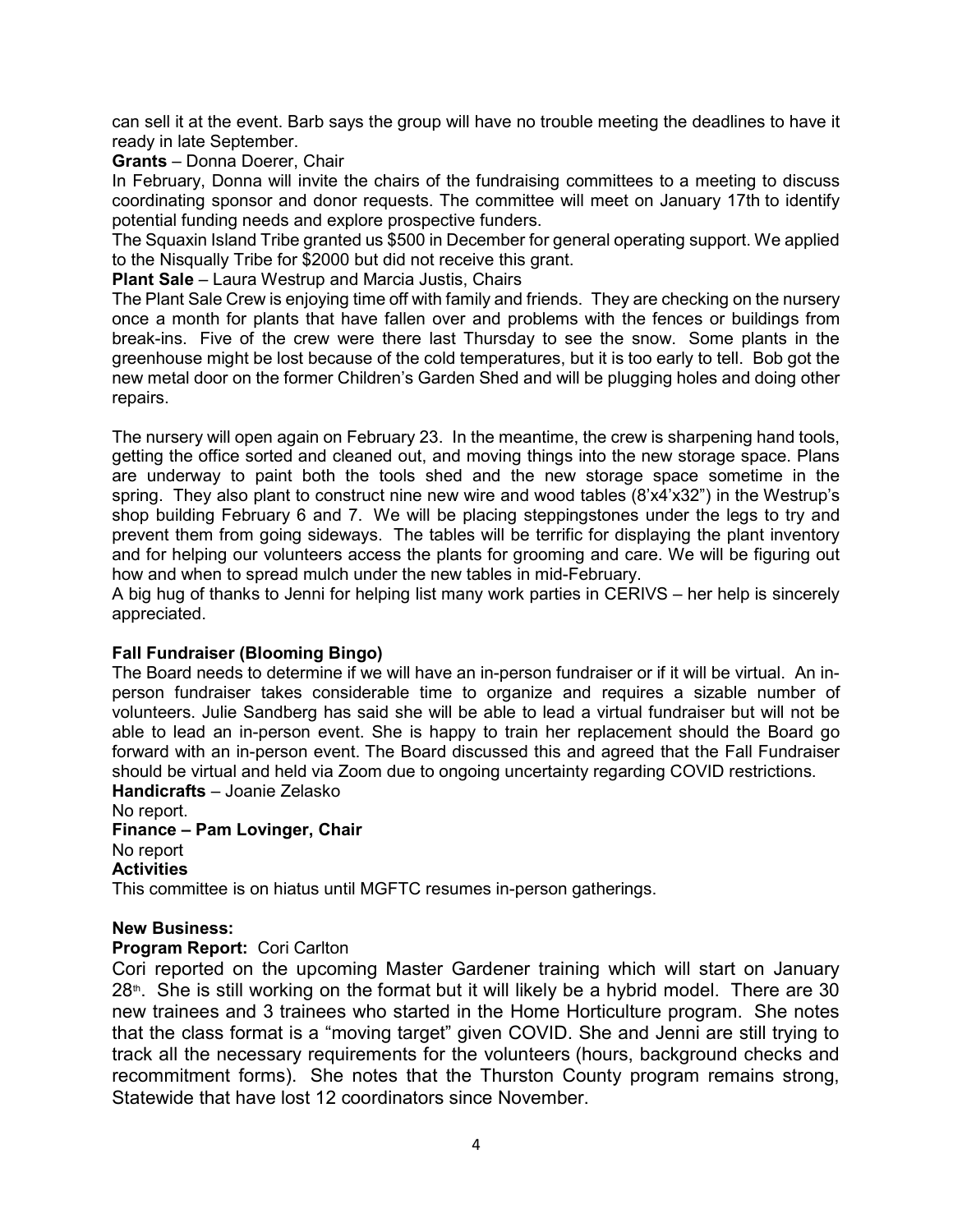can sell it at the event. Barb says the group will have no trouble meeting the deadlines to have it ready in late September.

**Grants** – Donna Doerer, Chair

In February, Donna will invite the chairs of the fundraising committees to a meeting to discuss coordinating sponsor and donor requests. The committee will meet on January 17th to identify potential funding needs and explore prospective funders.

The Squaxin Island Tribe granted us $500 in December for general operating support. We applied to the Nisqually Tribe for $2000 but did not receive this grant.

**Plant Sale** – Laura Westrup and Marcia Justis, Chairs

The Plant Sale Crew is enjoying time off with family and friends. They are checking on the nursery once a month for plants that have fallen over and problems with the fences or buildings from break-ins. Five of the crew were there last Thursday to see the snow. Some plants in the greenhouse might be lost because of the cold temperatures, but it is too early to tell. Bob got the new metal door on the former Children's Garden Shed and will be plugging holes and doing other repairs.

The nursery will open again on February 23. In the meantime, the crew is sharpening hand tools, getting the office sorted and cleaned out, and moving things into the new storage space. Plans are underway to paint both the tools shed and the new storage space sometime in the spring. They also plant to construct nine new wire and wood tables (8'x4'x32") in the Westrup's shop building February 6 and 7. We will be placing steppingstones under the legs to try and prevent them from going sideways. The tables will be terrific for displaying the plant inventory and for helping our volunteers access the plants for grooming and care. We will be figuring out how and when to spread mulch under the new tables in mid-February.

A big hug of thanks to Jenni for helping list many work parties in CERIVS – her help is sincerely appreciated.

**Fall Fundraiser (Blooming Bingo)**

The Board needs to determine if we will have an in-person fundraiser or if it will be virtual. An in-person fundraiser takes considerable time to organize and requires a sizable number of volunteers. Julie Sandberg has said she will be able to lead a virtual fundraiser but will not be able to lead an in-person event. She is happy to train her replacement should the Board go forward with an in-person event. The Board discussed this and agreed that the Fall Fundraiser should be virtual and held via Zoom due to ongoing uncertainty regarding COVID restrictions.

**Handicrafts** – Joanie Zelasko

No report.

**Finance – Pam Lovinger, Chair**

No report

**Activities**

This committee is on hiatus until MGFTC resumes in-person gatherings.

**New Business:**

**Program Report:** Cori Carlton

Cori reported on the upcoming Master Gardener training which will start on January 28th. She is still working on the format but it will likely be a hybrid model. There are 30 new trainees and 3 trainees who started in the Home Horticulture program. She notes that the class format is a "moving target" given COVID. She and Jenni are still trying to track all the necessary requirements for the volunteers (hours, background checks and recommitment forms). She notes that the Thurston County program remains strong, Statewide that have lost 12 coordinators since November.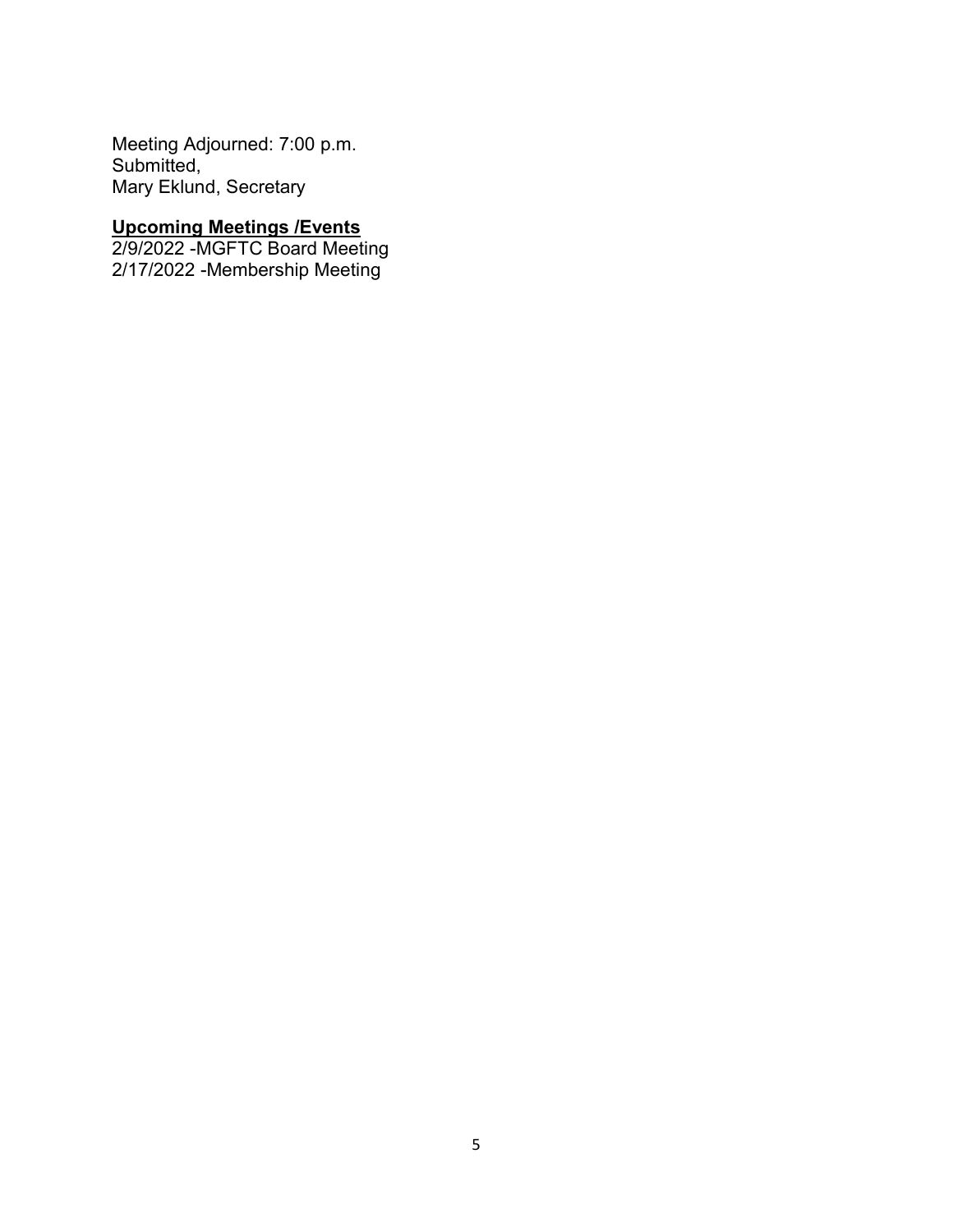Meeting Adjourned: 7:00 p.m.
Submitted,
Mary Eklund, Secretary

**Upcoming Meetings /Events**

2/9/2022 -MGFTC Board Meeting
2/17/2022 -Membership Meeting